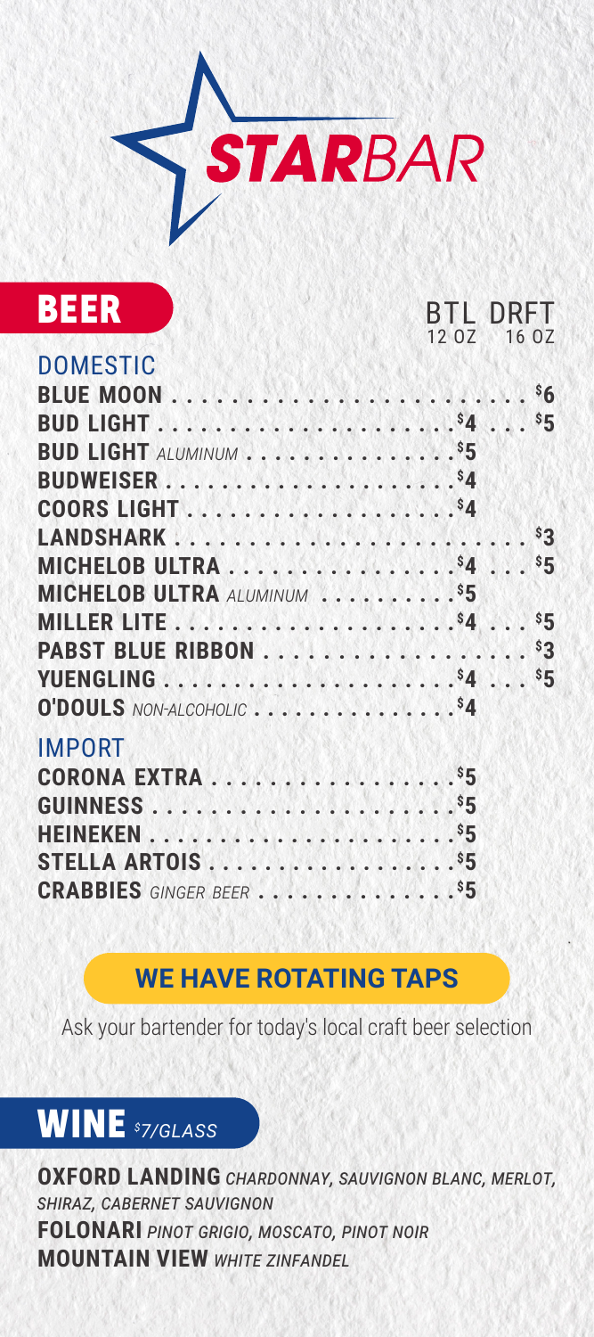# STARBAR

## BEER

| | BTL 12 OZ | DRFT 16 OZ |
|---|---|---|
| **DOMESTIC** | | |
| **BLUE MOON** | | $6 |
| **BUD LIGHT** | $4 | $5 |
| **BUD LIGHT** *ALUMINUM* | $5 | |
| **BUDWEISER** | $4 | |
| **COORS LIGHT** | $4 | |
| **LANDSHARK** | | $3 |
| **MICHELOB ULTRA** | $4 | $5 |
| **MICHELOB ULTRA** *ALUMINUM* | $5 | |
| **MILLER LITE** | $4 | $5 |
| **PABST BLUE RIBBON** | | $3 |
| **YUENGLING** | $4 | $5 |
| **O'DOULS** *NON-ALCOHOLIC* | $4 | |
| **IMPORT** | | |
| **CORONA EXTRA** | $5 | |
| **GUINNESS** | $5 | |
| **HEINEKEN** | $5 | |
| **STELLA ARTOIS** | $5 | |
| **CRABBIES** *GINGER BEER* | $5 | |

### WE HAVE ROTATING TAPS

Ask your bartender for today's local craft beer selection

## WINE *$7/GLASS*

**OXFORD LANDING** *CHARDONNAY, SAUVIGNON BLANC, MERLOT, SHIRAZ, CABERNET SAUVIGNON*

**FOLONARI** *PINOT GRIGIO, MOSCATO, PINOT NOIR*

**MOUNTAIN VIEW** *WHITE ZINFANDEL*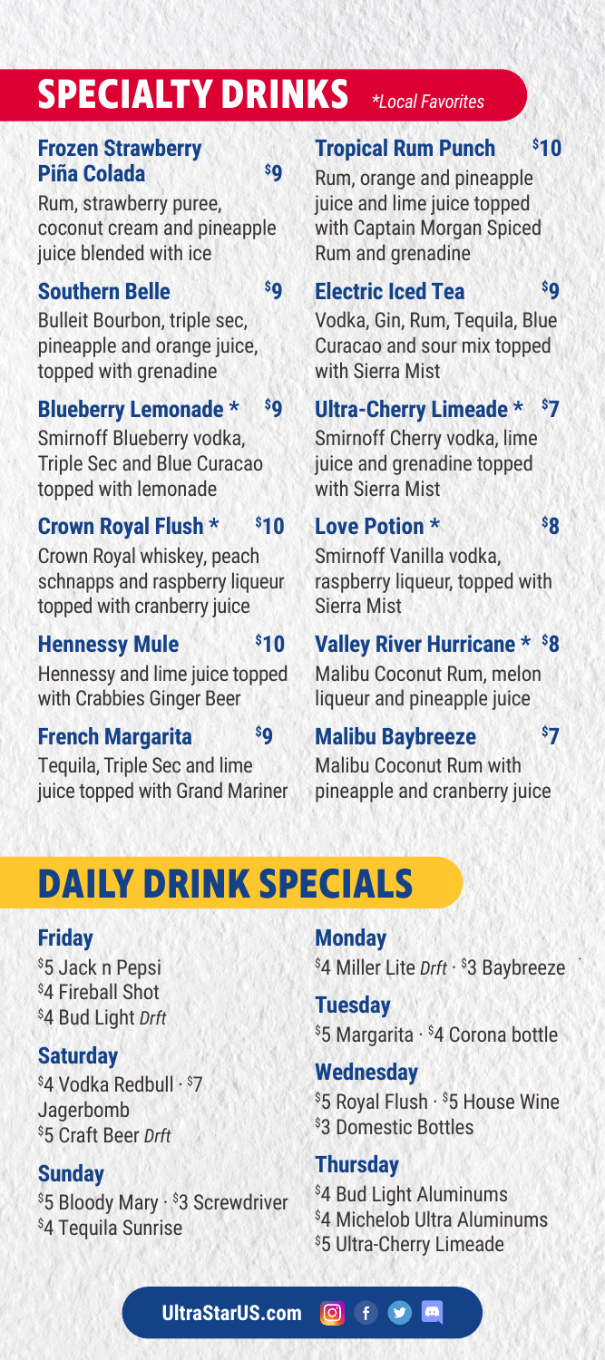# SPECIALTY DRINKS *\*Local Favorites*

### Frozen Strawberry Piña Colada — $9
Rum, strawberry puree, coconut cream and pineapple juice blended with ice

### Southern Belle — $9
Bulleit Bourbon, triple sec, pineapple and orange juice, topped with grenadine

### Blueberry Lemonade * — $9
Smirnoff Blueberry vodka, Triple Sec and Blue Curacao topped with lemonade

### Crown Royal Flush * — $10
Crown Royal whiskey, peach schnapps and raspberry liqueur topped with cranberry juice

### Hennessy Mule — $10
Hennessy and lime juice topped with Crabbies Ginger Beer

### French Margarita — $9
Tequila, Triple Sec and lime juice topped with Grand Mariner

### Tropical Rum Punch — $10
Rum, orange and pineapple juice and lime juice topped with Captain Morgan Spiced Rum and grenadine

### Electric Iced Tea — $9
Vodka, Gin, Rum, Tequila, Blue Curacao and sour mix topped with Sierra Mist

### Ultra-Cherry Limeade * — $7
Smirnoff Cherry vodka, lime juice and grenadine topped with Sierra Mist

### Love Potion * — $8
Smirnoff Vanilla vodka, raspberry liqueur, topped with Sierra Mist

### Valley River Hurricane * — $8
Malibu Coconut Rum, melon liqueur and pineapple juice

### Malibu Baybreeze — $7
Malibu Coconut Rum with pineapple and cranberry juice

# DAILY DRINK SPECIALS

### Friday
$5 Jack n Pepsi
$4 Fireball Shot
$4 Bud Light *Drft*

### Saturday
$4 Vodka Redbull · $7 Jagerbomb
$5 Craft Beer *Drft*

### Sunday
$5 Bloody Mary · $3 Screwdriver
$4 Tequila Sunrise

### Monday
$4 Miller Lite *Drft* · $3 Baybreeze

### Tuesday
$5 Margarita · $4 Corona bottle

### Wednesday
$5 Royal Flush · $5 House Wine
$3 Domestic Bottles

### Thursday
$4 Bud Light Aluminums
$4 Michelob Ultra Aluminums
$5 Ultra-Cherry Limeade

**UltraStarUS.com**